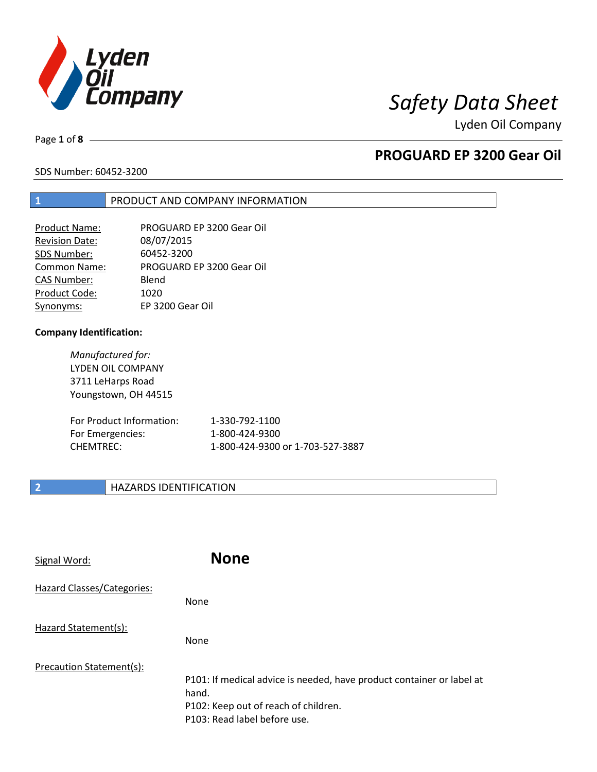# Safety Data Sheet

Lyden Oil Company

## PROGUARD EP 3200 Gear Oil

SDS Number: 60452-3200

## 1 PRODUCT AND COMPANY INFORMATION

| | |
|---|---|
| Product Name: | PROGUARD EP 3200 Gear Oil |
| Revision Date: | 08/07/2015 |
| SDS Number: | 60452-3200 |
| Common Name: | PROGUARD EP 3200 Gear Oil |
| CAS Number: | Blend |
| Product Code: | 1020 |
| Synonyms: | EP 3200 Gear Oil |

**Company Identification:**

*Manufactured for:*
LYDEN OIL COMPANY
3711 LeHarps Road
Youngstown, OH 44515

| | |
|---|---|
| For Product Information: | 1-330-792-1100 |
| For Emergencies: | 1-800-424-9300 |
| CHEMTREC: | 1-800-424-9300 or 1-703-527-3887 |

## 2 HAZARDS IDENTIFICATION

Signal Word: **None**

Hazard Classes/Categories:

None

Hazard Statement(s):

None

Precaution Statement(s):

P101: If medical advice is needed, have product container or label at hand.
P102: Keep out of reach of children.
P103: Read label before use.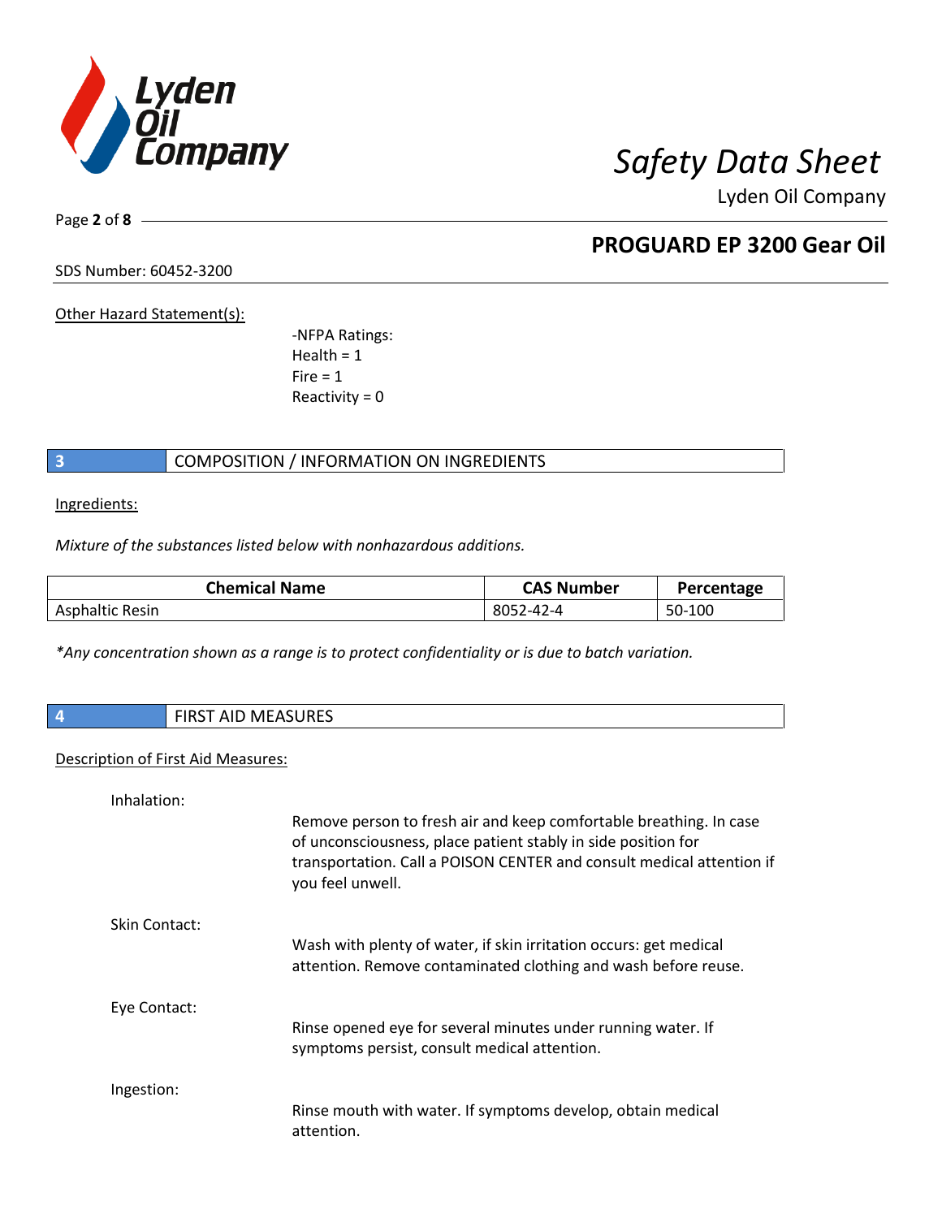Other Hazard Statement(s):

-NFPA Ratings:
Health = 1
Fire = 1
Reactivity = 0

## 3 COMPOSITION / INFORMATION ON INGREDIENTS

Ingredients:

*Mixture of the substances listed below with nonhazardous additions.*

| Chemical Name | CAS Number | Percentage |
|---|---|---|
| Asphaltic Resin | 8052-42-4 | 50-100 |

*\*Any concentration shown as a range is to protect confidentiality or is due to batch variation.*

## 4 FIRST AID MEASURES

Description of First Aid Measures:

Inhalation:

Remove person to fresh air and keep comfortable breathing. In case of unconsciousness, place patient stably in side position for transportation. Call a POISON CENTER and consult medical attention if you feel unwell.

Skin Contact:

Wash with plenty of water, if skin irritation occurs: get medical attention. Remove contaminated clothing and wash before reuse.

Eye Contact:

Rinse opened eye for several minutes under running water. If symptoms persist, consult medical attention.

Ingestion:

Rinse mouth with water. If symptoms develop, obtain medical attention.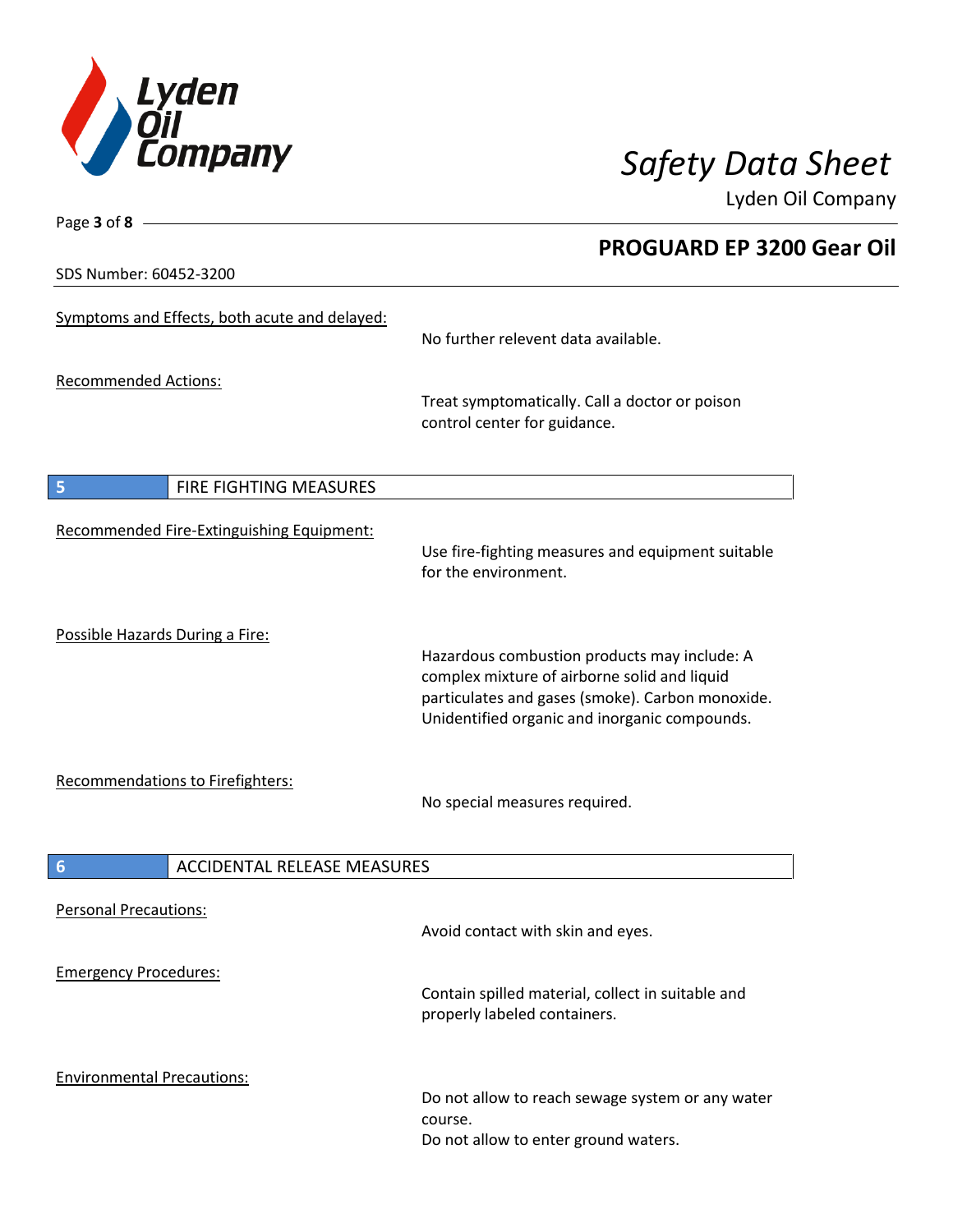SDS Number: 60452-3200

## PROGUARD EP 3200 Gear Oil

Symptoms and Effects, both acute and delayed:

No further relevent data available.

Recommended Actions:

Treat symptomatically. Call a doctor or poison control center for guidance.

## 5 FIRE FIGHTING MEASURES

Recommended Fire-Extinguishing Equipment:

Use fire-fighting measures and equipment suitable for the environment.

Possible Hazards During a Fire:

Hazardous combustion products may include: A complex mixture of airborne solid and liquid particulates and gases (smoke). Carbon monoxide. Unidentified organic and inorganic compounds.

Recommendations to Firefighters:

No special measures required.

## 6 ACCIDENTAL RELEASE MEASURES

Personal Precautions:

Avoid contact with skin and eyes.

Emergency Procedures:

Contain spilled material, collect in suitable and properly labeled containers.

Environmental Precautions:

Do not allow to reach sewage system or any water course.
Do not allow to enter ground waters.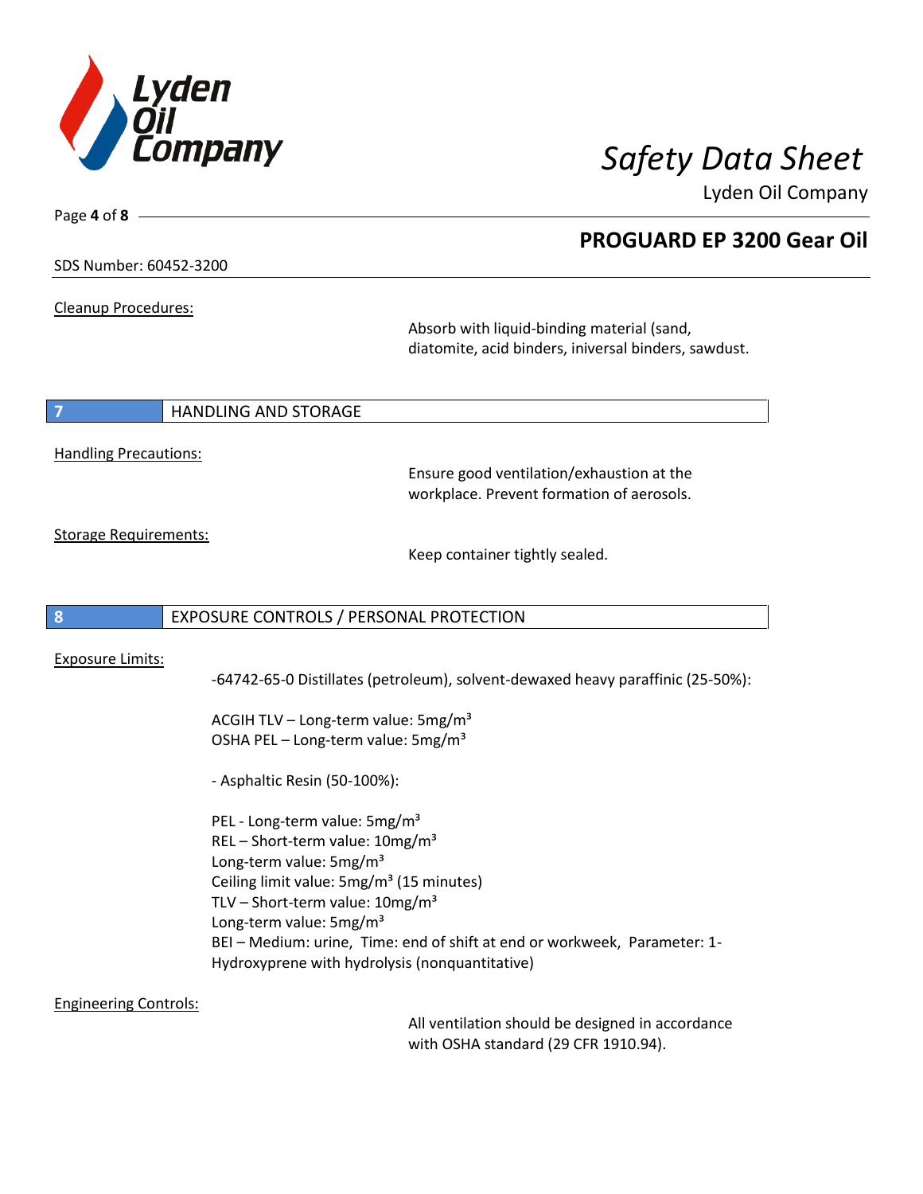Cleanup Procedures:

Absorb with liquid-binding material (sand, diatomite, acid binders, iniversal binders, sawdust.

## 7 HANDLING AND STORAGE

Handling Precautions:

Ensure good ventilation/exhaustion at the workplace. Prevent formation of aerosols.

Storage Requirements:

Keep container tightly sealed.

## 8 EXPOSURE CONTROLS / PERSONAL PROTECTION

Exposure Limits:

-64742-65-0 Distillates (petroleum), solvent-dewaxed heavy paraffinic (25-50%):

ACGIH TLV – Long-term value: 5mg/m³
OSHA PEL – Long-term value: 5mg/m³

- Asphaltic Resin (50-100%):

PEL - Long-term value: 5mg/m³
REL – Short-term value: 10mg/m³
Long-term value: 5mg/m³
Ceiling limit value: 5mg/m³ (15 minutes)
TLV – Short-term value: 10mg/m³
Long-term value: 5mg/m³
BEI – Medium: urine, Time: end of shift at end or workweek, Parameter: 1-Hydroxyprene with hydrolysis (nonquantitative)

Engineering Controls:

All ventilation should be designed in accordance with OSHA standard (29 CFR 1910.94).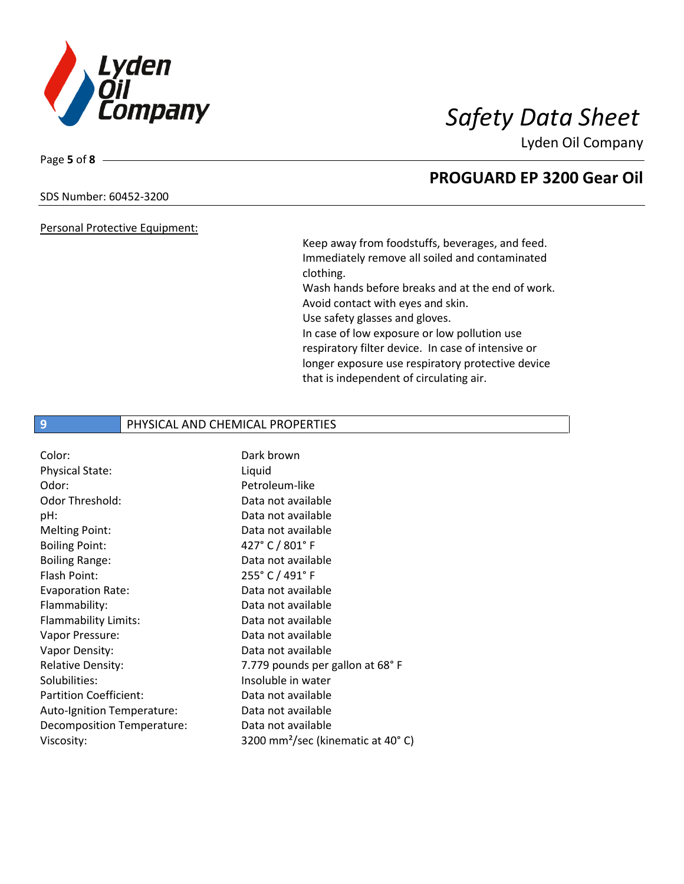Personal Protective Equipment:

Keep away from foodstuffs, beverages, and feed.
Immediately remove all soiled and contaminated clothing.
Wash hands before breaks and at the end of work.
Avoid contact with eyes and skin.
Use safety glasses and gloves.
In case of low exposure or low pollution use respiratory filter device. In case of intensive or longer exposure use respiratory protective device that is independent of circulating air.

## 9 PHYSICAL AND CHEMICAL PROPERTIES

| | |
|---|---|
| Color: | Dark brown |
| Physical State: | Liquid |
| Odor: | Petroleum-like |
| Odor Threshold: | Data not available |
| pH: | Data not available |
| Melting Point: | Data not available |
| Boiling Point: | 427° C / 801° F |
| Boiling Range: | Data not available |
| Flash Point: | 255° C / 491° F |
| Evaporation Rate: | Data not available |
| Flammability: | Data not available |
| Flammability Limits: | Data not available |
| Vapor Pressure: | Data not available |
| Vapor Density: | Data not available |
| Relative Density: | 7.779 pounds per gallon at 68° F |
| Solubilities: | Insoluble in water |
| Partition Coefficient: | Data not available |
| Auto-Ignition Temperature: | Data not available |
| Decomposition Temperature: | Data not available |
| Viscosity: | 3200 $mm^2$/sec (kinematic at 40° C) |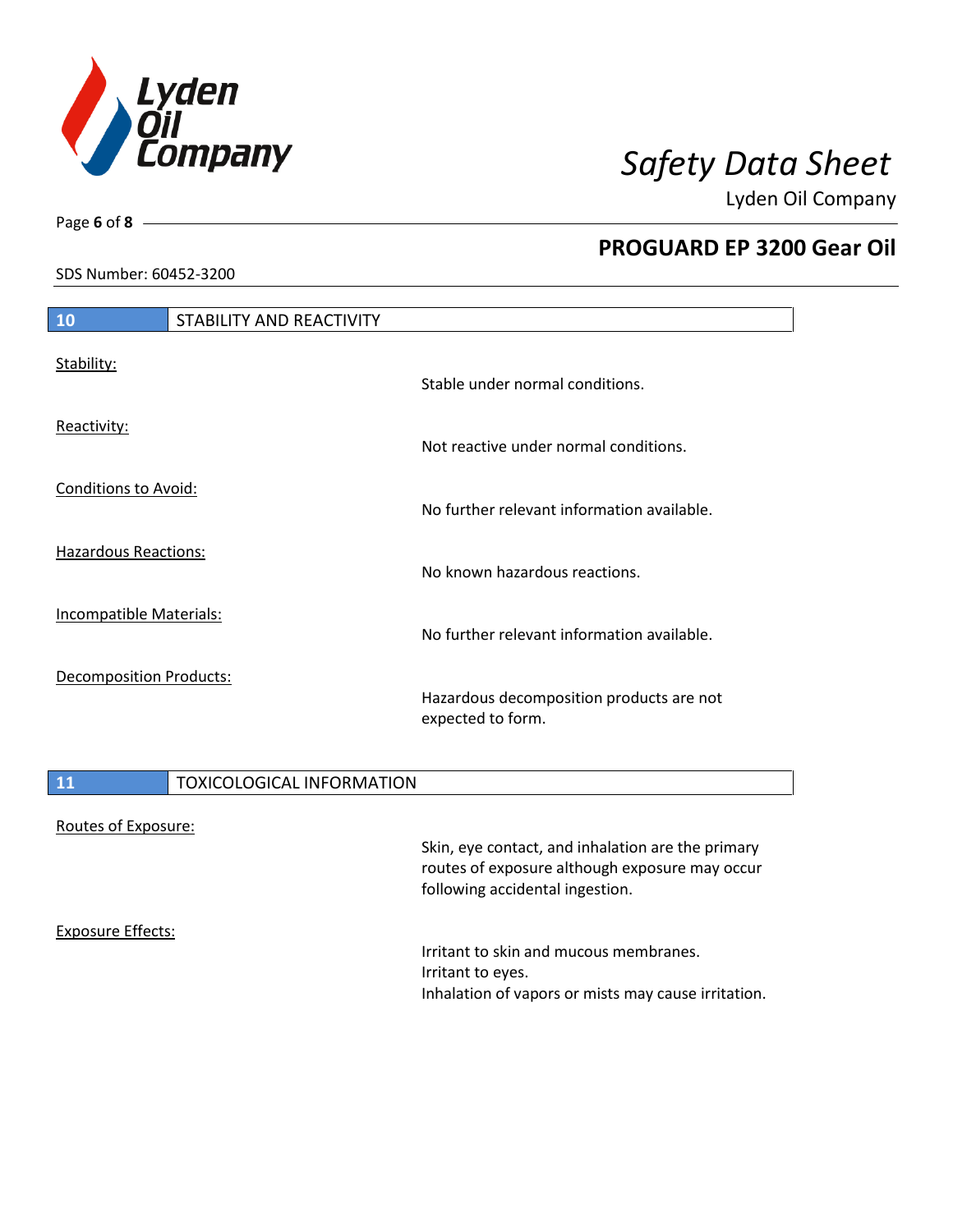## 10 STABILITY AND REACTIVITY

| | |
|---|---|
| Stability: | Stable under normal conditions. |
| Reactivity: | Not reactive under normal conditions. |
| Conditions to Avoid: | No further relevant information available. |
| Hazardous Reactions: | No known hazardous reactions. |
| Incompatible Materials: | No further relevant information available. |
| Decomposition Products: | Hazardous decomposition products are not expected to form. |

## 11 TOXICOLOGICAL INFORMATION

| | |
|---|---|
| Routes of Exposure: | Skin, eye contact, and inhalation are the primary routes of exposure although exposure may occur following accidental ingestion. |
| Exposure Effects: | Irritant to skin and mucous membranes.<br>Irritant to eyes.<br>Inhalation of vapors or mists may cause irritation. |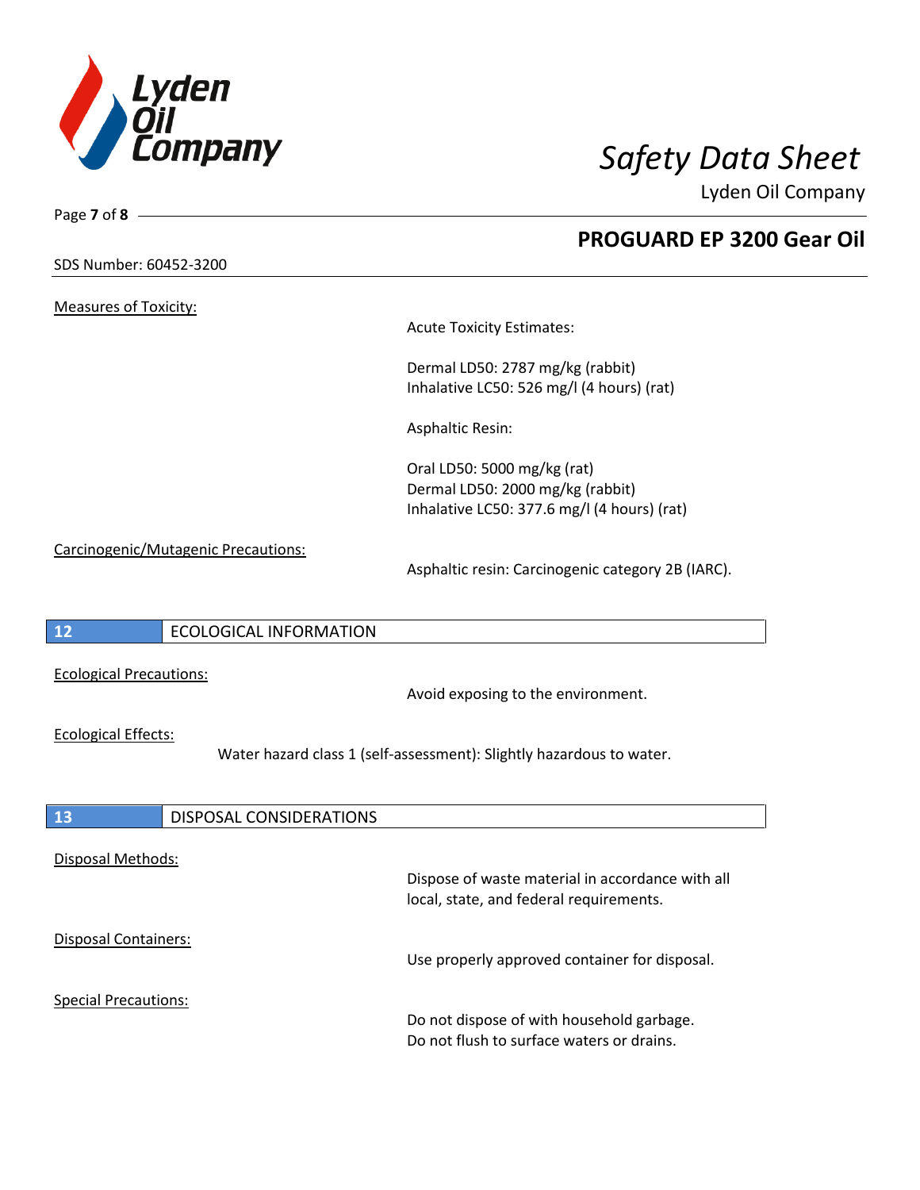Measures of Toxicity:

Acute Toxicity Estimates:

Dermal LD50: 2787 mg/kg (rabbit)
Inhalative LC50: 526 mg/l (4 hours) (rat)

Asphaltic Resin:

Oral LD50: 5000 mg/kg (rat)
Dermal LD50: 2000 mg/kg (rabbit)
Inhalative LC50: 377.6 mg/l (4 hours) (rat)

Carcinogenic/Mutagenic Precautions:

Asphaltic resin: Carcinogenic category 2B (IARC).

## 12 ECOLOGICAL INFORMATION

Ecological Precautions:

Avoid exposing to the environment.

Ecological Effects:

Water hazard class 1 (self-assessment): Slightly hazardous to water.

## 13 DISPOSAL CONSIDERATIONS

Disposal Methods:

Dispose of waste material in accordance with all local, state, and federal requirements.

Disposal Containers:

Use properly approved container for disposal.

Special Precautions:

Do not dispose of with household garbage.
Do not flush to surface waters or drains.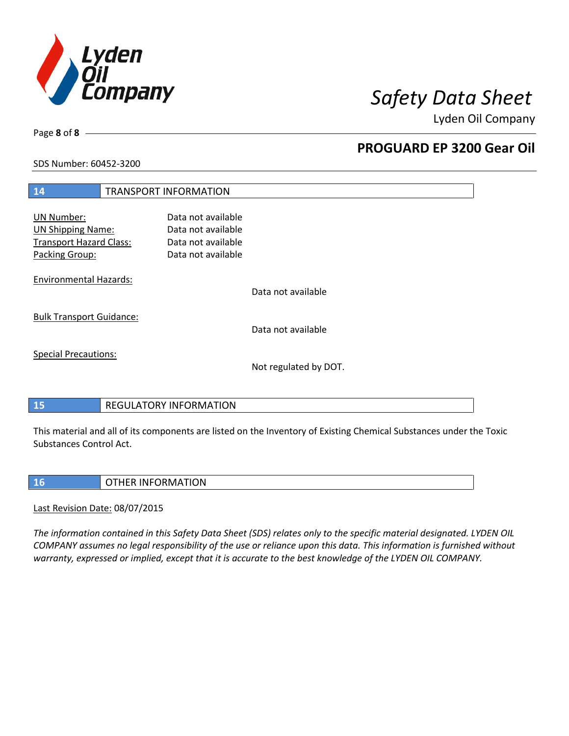## 14 TRANSPORT INFORMATION

| | |
|---|---|
| UN Number: | Data not available |
| UN Shipping Name: | Data not available |
| Transport Hazard Class: | Data not available |
| Packing Group: | Data not available |

Environmental Hazards:

Data not available

Bulk Transport Guidance:

Data not available

Special Precautions:

Not regulated by DOT.

## 15 REGULATORY INFORMATION

This material and all of its components are listed on the Inventory of Existing Chemical Substances under the Toxic Substances Control Act.

## 16 OTHER INFORMATION

Last Revision Date: 08/07/2015

*The information contained in this Safety Data Sheet (SDS) relates only to the specific material designated. LYDEN OIL COMPANY assumes no legal responsibility of the use or reliance upon this data. This information is furnished without warranty, expressed or implied, except that it is accurate to the best knowledge of the LYDEN OIL COMPANY.*